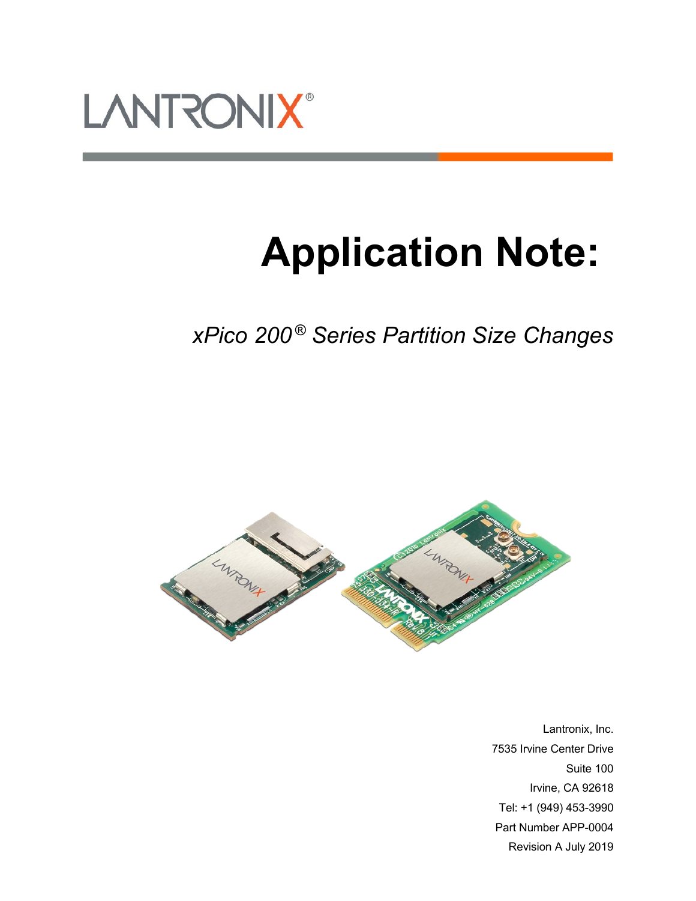LANTRONIX®

# Application Note:

*xPico 200® Series Partition Size Changes*

Lantronix, Inc.
7535 Irvine Center Drive
Suite 100
Irvine, CA 92618
Tel: +1 (949) 453-3990
Part Number APP-0004
Revision A July 2019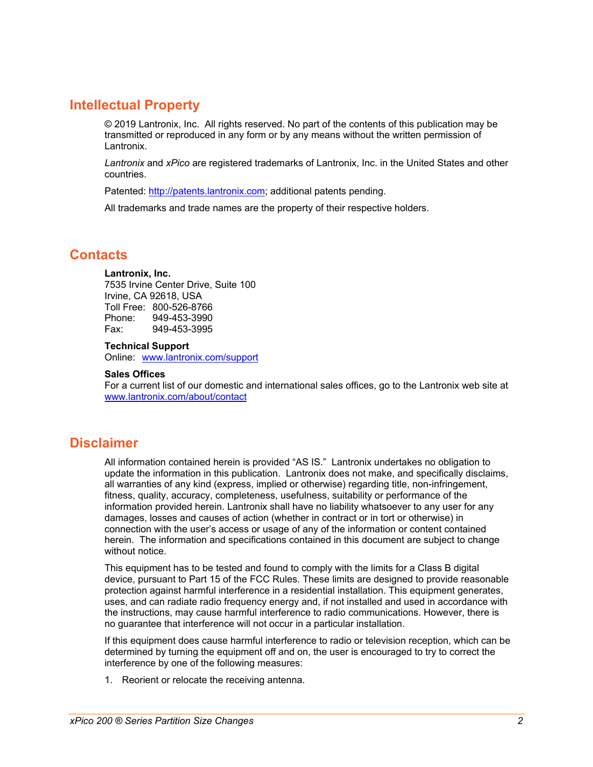## Intellectual Property

© 2019 Lantronix, Inc.  All rights reserved. No part of the contents of this publication may be transmitted or reproduced in any form or by any means without the written permission of Lantronix.

*Lantronix* and *xPico* are registered trademarks of Lantronix, Inc. in the United States and other countries.

Patented: http://patents.lantronix.com; additional patents pending.

All trademarks and trade names are the property of their respective holders.

## Contacts

**Lantronix, Inc.**
7535 Irvine Center Drive, Suite 100
Irvine, CA 92618, USA
Toll Free:  800-526-8766
Phone:  949-453-3990
Fax:  949-453-3995

**Technical Support**
Online:  www.lantronix.com/support

**Sales Offices**
For a current list of our domestic and international sales offices, go to the Lantronix web site at www.lantronix.com/about/contact

## Disclaimer

All information contained herein is provided "AS IS."  Lantronix undertakes no obligation to update the information in this publication.  Lantronix does not make, and specifically disclaims, all warranties of any kind (express, implied or otherwise) regarding title, non-infringement, fitness, quality, accuracy, completeness, usefulness, suitability or performance of the information provided herein. Lantronix shall have no liability whatsoever to any user for any damages, losses and causes of action (whether in contract or in tort or otherwise) in connection with the user's access or usage of any of the information or content contained herein.  The information and specifications contained in this document are subject to change without notice.

This equipment has to be tested and found to comply with the limits for a Class B digital device, pursuant to Part 15 of the FCC Rules. These limits are designed to provide reasonable protection against harmful interference in a residential installation. This equipment generates, uses, and can radiate radio frequency energy and, if not installed and used in accordance with the instructions, may cause harmful interference to radio communications. However, there is no guarantee that interference will not occur in a particular installation.

If this equipment does cause harmful interference to radio or television reception, which can be determined by turning the equipment off and on, the user is encouraged to try to correct the interference by one of the following measures:

1. Reorient or relocate the receiving antenna.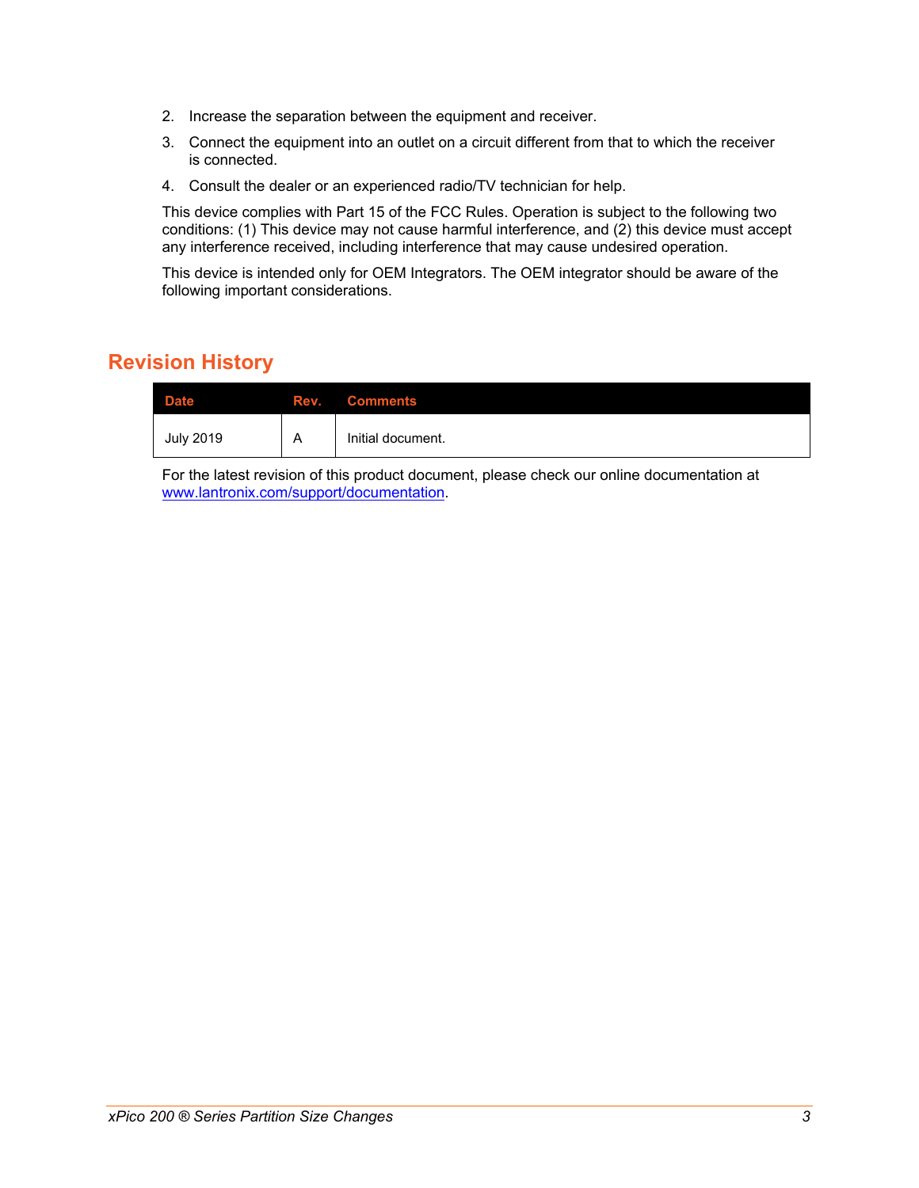2. Increase the separation between the equipment and receiver.
3. Connect the equipment into an outlet on a circuit different from that to which the receiver is connected.
4. Consult the dealer or an experienced radio/TV technician for help.

This device complies with Part 15 of the FCC Rules. Operation is subject to the following two conditions: (1) This device may not cause harmful interference, and (2) this device must accept any interference received, including interference that may cause undesired operation.

This device is intended only for OEM Integrators. The OEM integrator should be aware of the following important considerations.

## Revision History

| Date | Rev. | Comments |
|---|---|---|
| July 2019 | A | Initial document. |

For the latest revision of this product document, please check our online documentation at [www.lantronix.com/support/documentation](www.lantronix.com/support/documentation).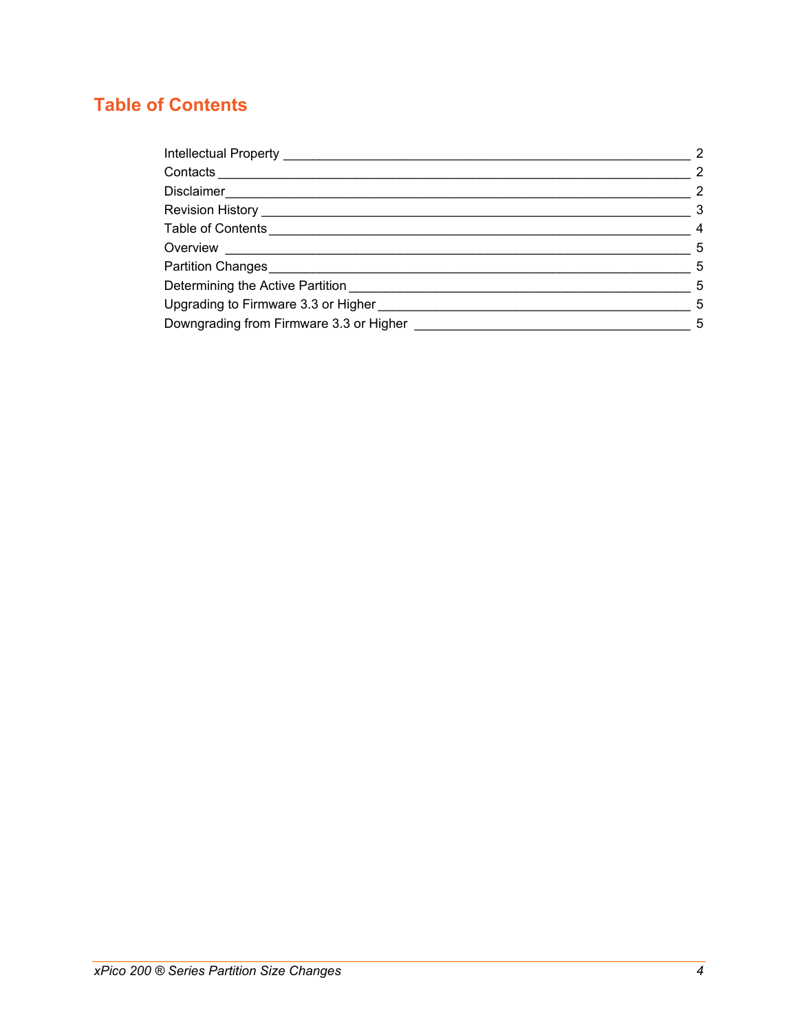# Table of Contents

Intellectual Property _______________________________________________ 2
Contacts ___________________________________________________________ 2
Disclaimer _________________________________________________________ 2
Revision History ____________________________________________________ 3
Table of Contents ___________________________________________________ 4
Overview ___________________________________________________________ 5
Partition Changes ___________________________________________________ 5
Determining the Active Partition ________________________________________ 5
Upgrading to Firmware 3.3 or Higher _____________________________________ 5
Downgrading from Firmware 3.3 or Higher __________________________________ 5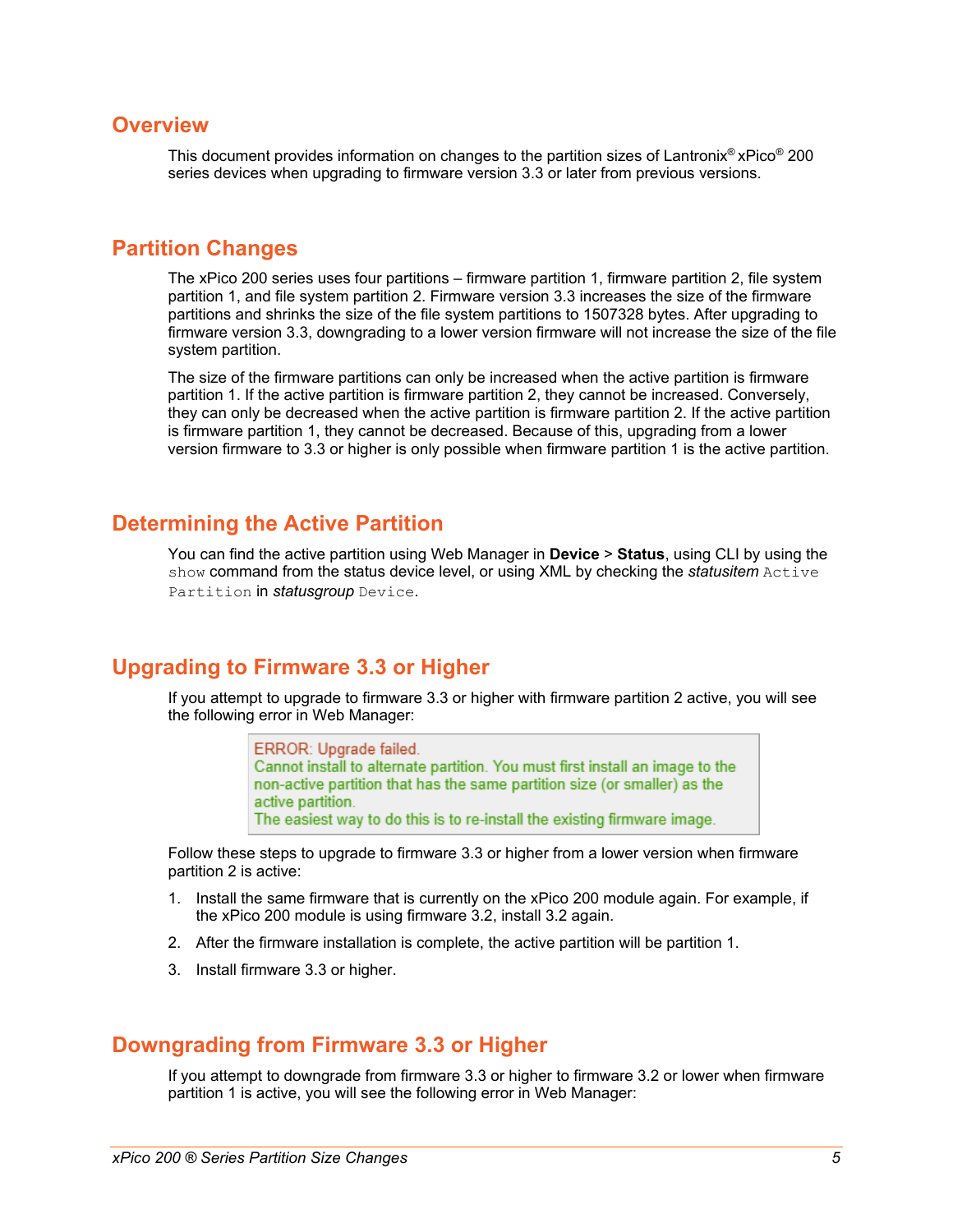## Overview

This document provides information on changes to the partition sizes of Lantronix® xPico® 200 series devices when upgrading to firmware version 3.3 or later from previous versions.

## Partition Changes

The xPico 200 series uses four partitions – firmware partition 1, firmware partition 2, file system partition 1, and file system partition 2. Firmware version 3.3 increases the size of the firmware partitions and shrinks the size of the file system partitions to 1507328 bytes. After upgrading to firmware version 3.3, downgrading to a lower version firmware will not increase the size of the file system partition.

The size of the firmware partitions can only be increased when the active partition is firmware partition 1. If the active partition is firmware partition 2, they cannot be increased. Conversely, they can only be decreased when the active partition is firmware partition 2. If the active partition is firmware partition 1, they cannot be decreased. Because of this, upgrading from a lower version firmware to 3.3 or higher is only possible when firmware partition 1 is the active partition.

## Determining the Active Partition

You can find the active partition using Web Manager in **Device** > **Status**, using CLI by using the `show` command from the status device level, or using XML by checking the *statusitem* `Active Partition` in *statusgroup* `Device`.

## Upgrading to Firmware 3.3 or Higher

If you attempt to upgrade to firmware 3.3 or higher with firmware partition 2 active, you will see the following error in Web Manager:

```
ERROR: Upgrade failed.
Cannot install to alternate partition. You must first install an image to the non-active partition that has the same partition size (or smaller) as the active partition.
The easiest way to do this is to re-install the existing firmware image.
```

Follow these steps to upgrade to firmware 3.3 or higher from a lower version when firmware partition 2 is active:

1. Install the same firmware that is currently on the xPico 200 module again. For example, if the xPico 200 module is using firmware 3.2, install 3.2 again.
2. After the firmware installation is complete, the active partition will be partition 1.
3. Install firmware 3.3 or higher.

## Downgrading from Firmware 3.3 or Higher

If you attempt to downgrade from firmware 3.3 or higher to firmware 3.2 or lower when firmware partition 1 is active, you will see the following error in Web Manager: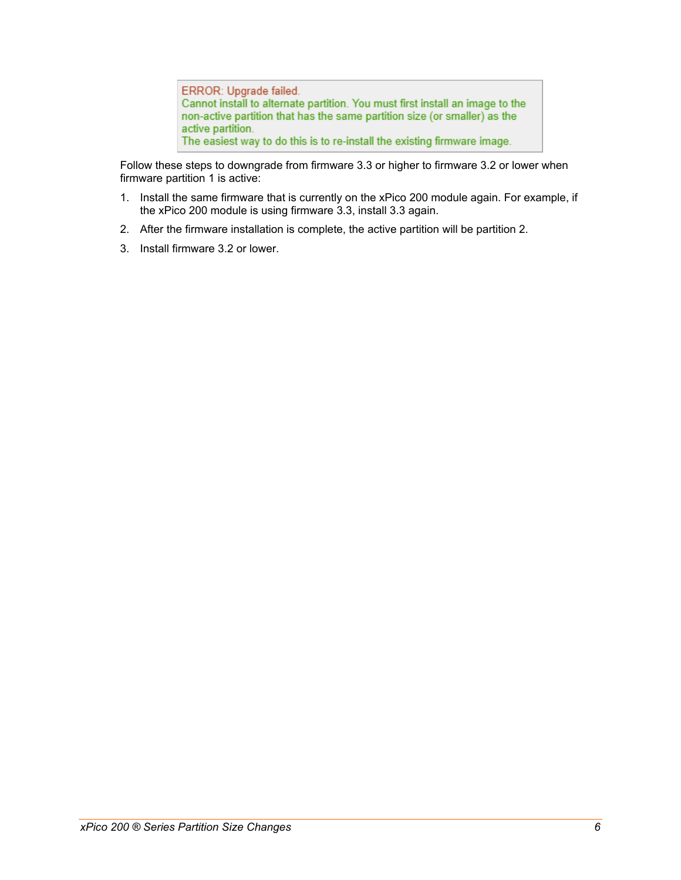ERROR: Upgrade failed.
Cannot install to alternate partition. You must first install an image to the non-active partition that has the same partition size (or smaller) as the active partition.
The easiest way to do this is to re-install the existing firmware image.

Follow these steps to downgrade from firmware 3.3 or higher to firmware 3.2 or lower when firmware partition 1 is active:

1. Install the same firmware that is currently on the xPico 200 module again. For example, if the xPico 200 module is using firmware 3.3, install 3.3 again.
2. After the firmware installation is complete, the active partition will be partition 2.
3. Install firmware 3.2 or lower.